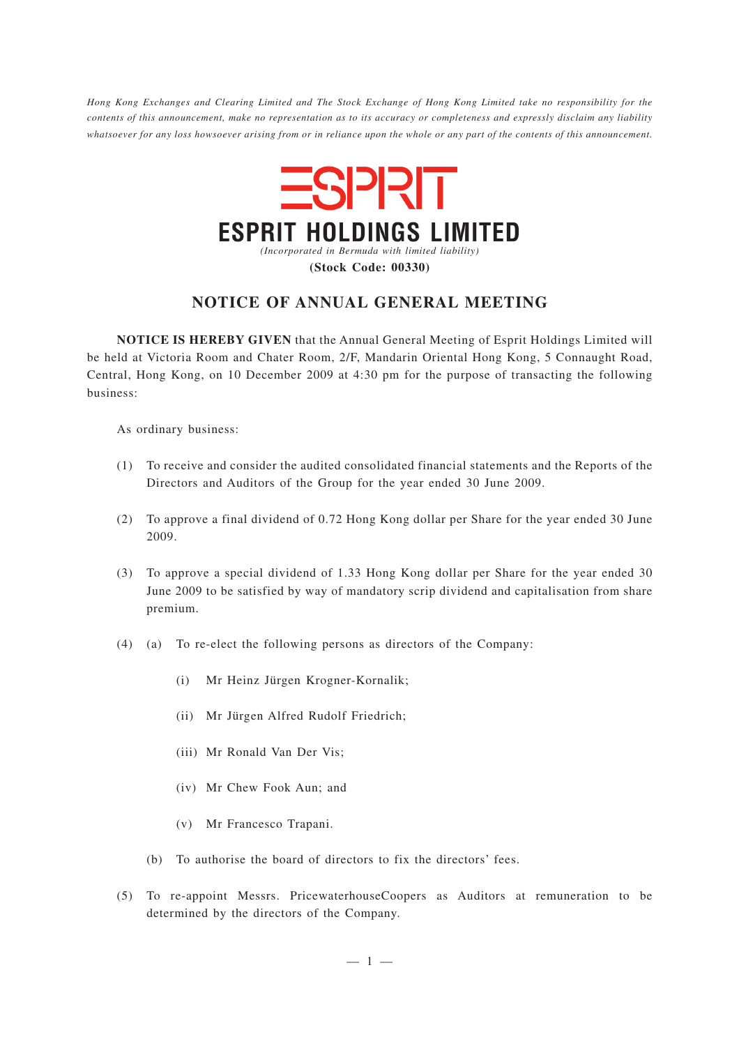*Hong Kong Exchanges and Clearing Limited and The Stock Exchange of Hong Kong Limited take no responsibility for the contents of this announcement, make no representation as to its accuracy or completeness and expressly disclaim any liability whatsoever for any loss howsoever arising from or in reliance upon the whole or any part of the contents of this announcement.*

ESPRIT

# ESPRIT HOLDINGS LIMITED

*(Incorporated in Bermuda with limited liability)*

**(Stock Code: 00330)**

## NOTICE OF ANNUAL GENERAL MEETING

**NOTICE IS HEREBY GIVEN** that the Annual General Meeting of Esprit Holdings Limited will be held at Victoria Room and Chater Room, 2/F, Mandarin Oriental Hong Kong, 5 Connaught Road, Central, Hong Kong, on 10 December 2009 at 4:30 pm for the purpose of transacting the following business:

As ordinary business:

(1) To receive and consider the audited consolidated financial statements and the Reports of the Directors and Auditors of the Group for the year ended 30 June 2009.

(2) To approve a final dividend of 0.72 Hong Kong dollar per Share for the year ended 30 June 2009.

(3) To approve a special dividend of 1.33 Hong Kong dollar per Share for the year ended 30 June 2009 to be satisfied by way of mandatory scrip dividend and capitalisation from share premium.

(4) (a) To re-elect the following persons as directors of the Company:

  (i) Mr Heinz Jürgen Krogner-Kornalik;

  (ii) Mr Jürgen Alfred Rudolf Friedrich;

  (iii) Mr Ronald Van Der Vis;

  (iv) Mr Chew Fook Aun; and

  (v) Mr Francesco Trapani.

 (b) To authorise the board of directors to fix the directors' fees.

(5) To re-appoint Messrs. PricewaterhouseCoopers as Auditors at remuneration to be determined by the directors of the Company.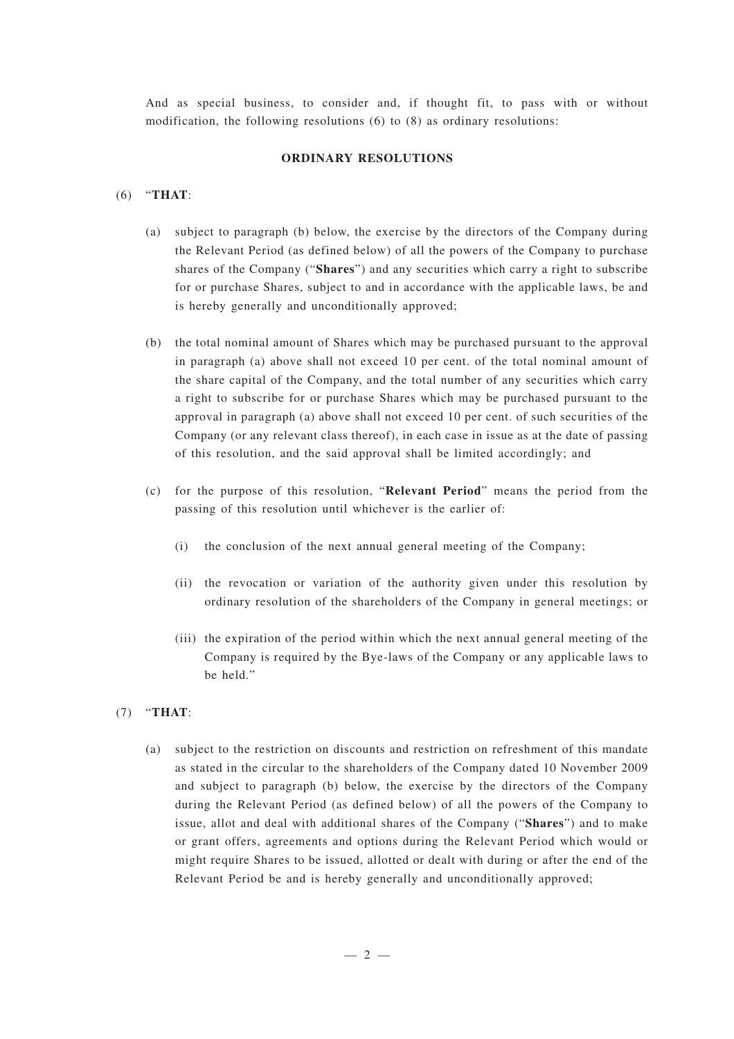And as special business, to consider and, if thought fit, to pass with or without modification, the following resolutions (6) to (8) as ordinary resolutions:

## ORDINARY RESOLUTIONS

(6) "**THAT**:

(a) subject to paragraph (b) below, the exercise by the directors of the Company during the Relevant Period (as defined below) of all the powers of the Company to purchase shares of the Company ("**Shares**") and any securities which carry a right to subscribe for or purchase Shares, subject to and in accordance with the applicable laws, be and is hereby generally and unconditionally approved;

(b) the total nominal amount of Shares which may be purchased pursuant to the approval in paragraph (a) above shall not exceed 10 per cent. of the total nominal amount of the share capital of the Company, and the total number of any securities which carry a right to subscribe for or purchase Shares which may be purchased pursuant to the approval in paragraph (a) above shall not exceed 10 per cent. of such securities of the Company (or any relevant class thereof), in each case in issue as at the date of passing of this resolution, and the said approval shall be limited accordingly; and

(c) for the purpose of this resolution, "**Relevant Period**" means the period from the passing of this resolution until whichever is the earlier of:

(i) the conclusion of the next annual general meeting of the Company;

(ii) the revocation or variation of the authority given under this resolution by ordinary resolution of the shareholders of the Company in general meetings; or

(iii) the expiration of the period within which the next annual general meeting of the Company is required by the Bye-laws of the Company or any applicable laws to be held."

(7) "**THAT**:

(a) subject to the restriction on discounts and restriction on refreshment of this mandate as stated in the circular to the shareholders of the Company dated 10 November 2009 and subject to paragraph (b) below, the exercise by the directors of the Company during the Relevant Period (as defined below) of all the powers of the Company to issue, allot and deal with additional shares of the Company ("**Shares**") and to make or grant offers, agreements and options during the Relevant Period which would or might require Shares to be issued, allotted or dealt with during or after the end of the Relevant Period be and is hereby generally and unconditionally approved;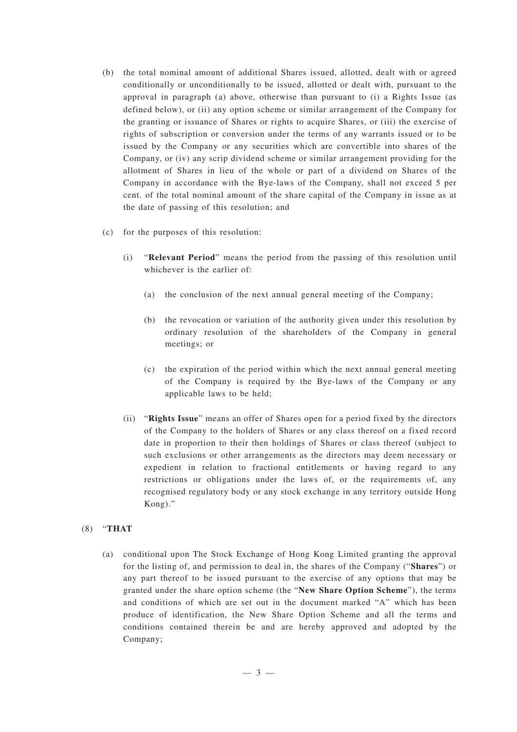(b) the total nominal amount of additional Shares issued, allotted, dealt with or agreed conditionally or unconditionally to be issued, allotted or dealt with, pursuant to the approval in paragraph (a) above, otherwise than pursuant to (i) a Rights Issue (as defined below), or (ii) any option scheme or similar arrangement of the Company for the granting or issuance of Shares or rights to acquire Shares, or (iii) the exercise of rights of subscription or conversion under the terms of any warrants issued or to be issued by the Company or any securities which are convertible into shares of the Company, or (iv) any scrip dividend scheme or similar arrangement providing for the allotment of Shares in lieu of the whole or part of a dividend on Shares of the Company in accordance with the Bye-laws of the Company, shall not exceed 5 per cent. of the total nominal amount of the share capital of the Company in issue as at the date of passing of this resolution; and

(c) for the purposes of this resolution:

(i) "**Relevant Period**" means the period from the passing of this resolution until whichever is the earlier of:

(a) the conclusion of the next annual general meeting of the Company;

(b) the revocation or variation of the authority given under this resolution by ordinary resolution of the shareholders of the Company in general meetings; or

(c) the expiration of the period within which the next annual general meeting of the Company is required by the Bye-laws of the Company or any applicable laws to be held;

(ii) "**Rights Issue**" means an offer of Shares open for a period fixed by the directors of the Company to the holders of Shares or any class thereof on a fixed record date in proportion to their then holdings of Shares or class thereof (subject to such exclusions or other arrangements as the directors may deem necessary or expedient in relation to fractional entitlements or having regard to any restrictions or obligations under the laws of, or the requirements of, any recognised regulatory body or any stock exchange in any territory outside Hong Kong)."

(8) "**THAT**

(a) conditional upon The Stock Exchange of Hong Kong Limited granting the approval for the listing of, and permission to deal in, the shares of the Company ("**Shares**") or any part thereof to be issued pursuant to the exercise of any options that may be granted under the share option scheme (the "**New Share Option Scheme**"), the terms and conditions of which are set out in the document marked "A" which has been produce of identification, the New Share Option Scheme and all the terms and conditions contained therein be and are hereby approved and adopted by the Company;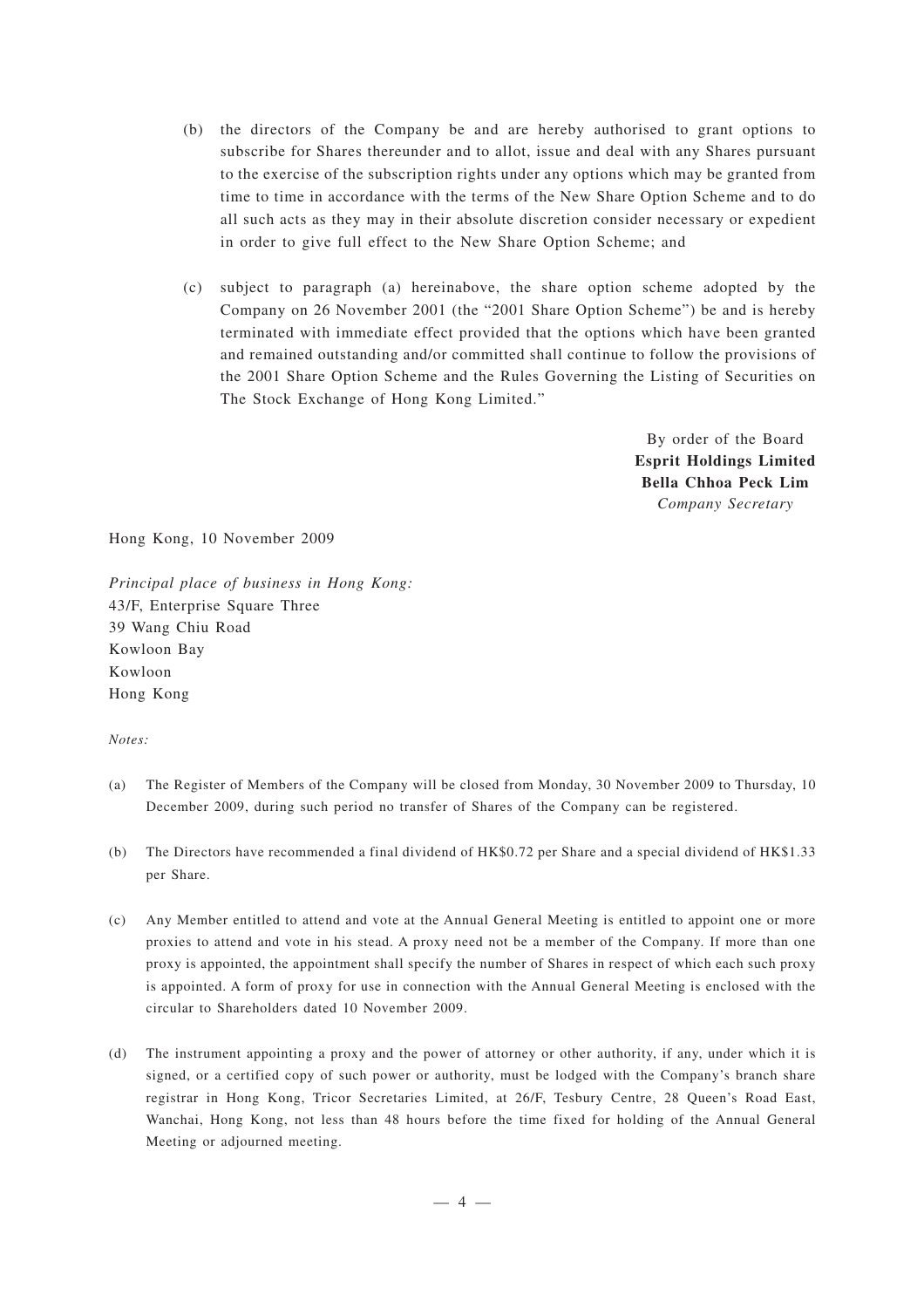(b) the directors of the Company be and are hereby authorised to grant options to subscribe for Shares thereunder and to allot, issue and deal with any Shares pursuant to the exercise of the subscription rights under any options which may be granted from time to time in accordance with the terms of the New Share Option Scheme and to do all such acts as they may in their absolute discretion consider necessary or expedient in order to give full effect to the New Share Option Scheme; and

(c) subject to paragraph (a) hereinabove, the share option scheme adopted by the Company on 26 November 2001 (the "2001 Share Option Scheme") be and is hereby terminated with immediate effect provided that the options which have been granted and remained outstanding and/or committed shall continue to follow the provisions of the 2001 Share Option Scheme and the Rules Governing the Listing of Securities on The Stock Exchange of Hong Kong Limited."

By order of the Board
**Esprit Holdings Limited**
**Bella Chhoa Peck Lim**
*Company Secretary*

Hong Kong, 10 November 2009

*Principal place of business in Hong Kong:*
43/F, Enterprise Square Three
39 Wang Chiu Road
Kowloon Bay
Kowloon
Hong Kong

*Notes:*

(a) The Register of Members of the Company will be closed from Monday, 30 November 2009 to Thursday, 10 December 2009, during such period no transfer of Shares of the Company can be registered.

(b) The Directors have recommended a final dividend of HK$0.72 per Share and a special dividend of HK$1.33 per Share.

(c) Any Member entitled to attend and vote at the Annual General Meeting is entitled to appoint one or more proxies to attend and vote in his stead. A proxy need not be a member of the Company. If more than one proxy is appointed, the appointment shall specify the number of Shares in respect of which each such proxy is appointed. A form of proxy for use in connection with the Annual General Meeting is enclosed with the circular to Shareholders dated 10 November 2009.

(d) The instrument appointing a proxy and the power of attorney or other authority, if any, under which it is signed, or a certified copy of such power or authority, must be lodged with the Company's branch share registrar in Hong Kong, Tricor Secretaries Limited, at 26/F, Tesbury Centre, 28 Queen's Road East, Wanchai, Hong Kong, not less than 48 hours before the time fixed for holding of the Annual General Meeting or adjourned meeting.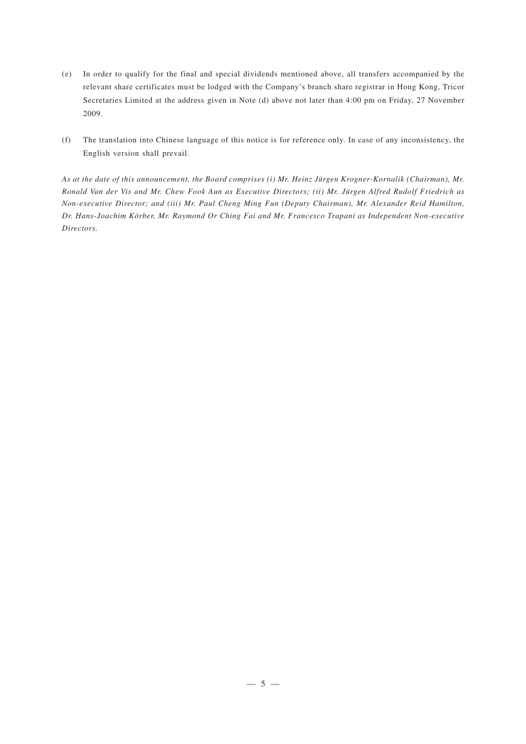(e) In order to qualify for the final and special dividends mentioned above, all transfers accompanied by the relevant share certificates must be lodged with the Company's branch share registrar in Hong Kong, Tricor Secretaries Limited at the address given in Note (d) above not later than 4:00 pm on Friday, 27 November 2009.

(f) The translation into Chinese language of this notice is for reference only. In case of any inconsistency, the English version shall prevail.

*As at the date of this announcement, the Board comprises (i) Mr. Heinz Jürgen Krogner-Kornalik (Chairman), Mr. Ronald Van der Vis and Mr. Chew Fook Aun as Executive Directors; (ii) Mr. Jürgen Alfred Rudolf Friedrich as Non-executive Director; and (iii) Mr. Paul Cheng Ming Fun (Deputy Chairman), Mr. Alexander Reid Hamilton, Dr. Hans-Joachim Körber, Mr. Raymond Or Ching Fai and Mr. Francesco Trapani as Independent Non-executive Directors.*